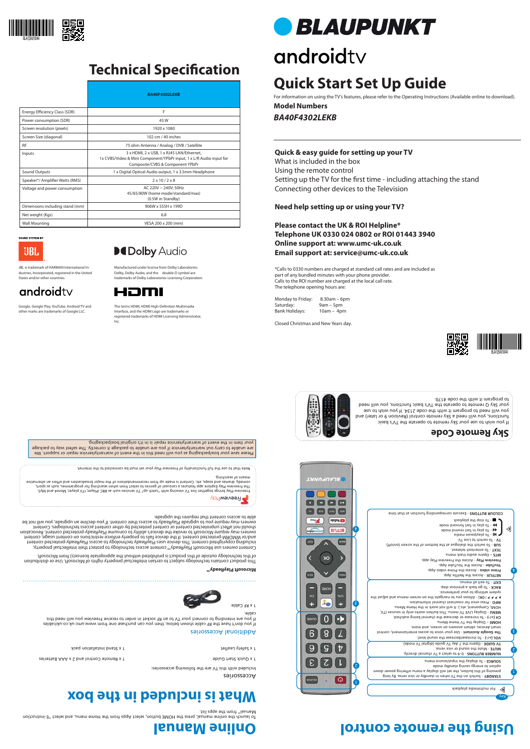# Technical Specification

| | BA40F4302LEKB |
|---|---|
| Energy Efficiency Class (SDR) | F |
| Power consumption (SDR) | 45 W |
| Screen resolution (pixels) | 1920 x 1080 |
| Screen Size (diagonal) | 102 cm / 40 inches |
| RF | 75 ohm Antenna / Analog / DVB / Satellite |
| Inputs | 3 x HDMI, 2 x USB, 1 x RJ45 LAN/Ethernet, 1x CVBS/Video & Mini Component/YPbPr input, 1 x L/R Audio input for Composite/CVBS & Component YPbPr |
| Sound Outputs | 1 x Digital Optical Audio output, 1 x 3.5mm Headphone |
| Speaker*/ Amplifier Watts (RMS) | 2 x 10 / 2 x 8 |
| Voltage and power consumption | AC 220V ~ 240V; 50Hz 45/65/80W (home mode/standard/max) (0.5W in Standby) |
| Dimensions including stand (mm) | 906W x 555H x 199D |
| Net weight (Kgs) | 6.8 |
| Wall Mounting | VESA 200 x 200 (mm) |

SOUND SYSTEM BY JBL

JBL is trademark of HARMAN International Industries, Incorporated, registered in the United States and/or other countries.

Dolby Audio

Manufactured under license from Dolby Laboratories. Dolby, Dolby Audio, and the double-D symbol are trademarks of Dolby Laboratories Licensing Corporation.

androidtv

Google, Google Play, YouTube, Android TV and other marks are trademarks of Google LLC.

HDMI

The terms HDMI, HDMI High-Definition Multimedia Interface, and the HDMI Logo are trademarks or registered trademarks of HDMI Licensing Administrator, Inc.

# BLAUPUNKT

androidtv

# Quick Start Set Up Guide

For information on using the TV's features, please refer to the Operating Instructions (Available online to download).

**Model Numbers**

***BA40F4302LEKB***

**Quick & easy guide for setting up your TV**

What is included in the box

Using the remote control

Setting up the TV for the first time - including attaching the stand

Connecting other devices to the Television

**Need help setting up or using your TV?**

**Please contact the UK & ROI Helpline***

**Telephone UK 0330 024 0802 or ROI 01443 3940**

**Online support at: www.umc-uk.co.uk**

**Email support at: service@umc-uk.co.uk**

*Calls to 0330 numbers are charged at standard call rates and are included as part of any bundled minutes with your phone provider.
Calls to the ROI number are charged at the local call rate.
The telephone opening hours are:

Monday to Friday: 8.30am – 6pm
Saturday: 9am – 5pm
Bank Holidays: 10am – 4pm

Closed Christmas and New Years day.

## Sky Remote Code

If you wish to use your Sky remote to operate the TV's basic functions, you will need a Sky remote control (Revision 9 or later) and you will need to program it with the code 2134. If you wish to use your Sky Q remote to operate the TV's basic functions you will need to program it with the code 4170.

## Using the remote control

Key: For multimedia playback

1. **STANDBY** - Switch on the TV when in standby or vice versa. By long pressing of this button, the set will display a menu offering power mode option to energy saving standby mode.
   **SOURCE** - To display the input/source menu.
2. **NUMBER BUTTONS** - 0-9 to select a TV channel directly.
   **TV GUIDE** - Opens the 7 day TV guide (digital TV mode).
   **MUTE** - Mute the sound or vice versa.
3. **VOL (+/-)** - To increase/decrease the sound level.
   **The Google Assistant** - Use your voice to control entertainment, control smart devices, obtain answers on screen, and more.
   **HOME** - Display the TV Home Menu.
   **CH (+/-)** - To increase or decrease the channel being watched.
   **MENU** - Display LIVE TV menu. This button works only in sources (TV, HDMI, Component, etc.). It will not work in the Home Menu.
   **INFO** - Press once for now/next channel information.
   **▲▼◄► / OK** - Allows you to navigate the on-screen menus and adjust the system settings to your preference.
   **BACK** - To go back a previous step.
   **EXIT** - To exit all menus.
4. **NETFLIX** - Access the Netflix App.
   **Prime video** - Access the Prime video App.
   **YouTube** - Access the YouTube App.
   **Freeview Play** - Access the Freeview Play app.
   **MTS** - Opens audio track menu.
   **TEXT** - To enter/exit teletext.
   **SUB** - To switch the dialogue at the bottom of the screen (on/off).
   **TV** - To switch to Live TV.
   **▶‖** - To play/pause media
   **◄◄** - To play in fast rewind mode
   **►►** - To play in fast forward mode
   **■** - To stop the playback
   **COLOUR BUTTONS** - Execute corresponding function at that time

# What is included in the box

## Accessories

Included with this TV are the following accessories:

- 1 x Remote Control & 2 x AAA Batteries
- 1 x Quick Start Guide
- 1 x Stand installation pack
- 1 x Safety leaflet

## Additional Accessories

If you don't have the RF cable shown below, then you can purchase one from www.umc-uk.co.uk/cables.

If you are intending to connect your TV to an RF socket in order to receive Freeview Play you will need this cable.

1 x RF Cable

## Microsoft PlayReady™

This product contains technology subject to certain intellectual property rights of Microsoft. Use or distribution of this technology outside of this product is prohibited without the appropriate license(s) from Microsoft.

Content owners use Microsoft PlayReady™ content access technology to protect their intellectual property, including copyrighted content. This device uses PlayReady technology to access PlayReady-protected content and/or WMDRM-protected content. If the device fails to properly enforce restrictions on content usage, content owners may require Microsoft to revoke the device's ability to consume PlayReady-protected content. Revocation should not affect unprotected content or content protected by other content access technologies. Content owners may require you to upgrade PlayReady to access their content. If you decline an upgrade, you will not be able to access content that requires the upgrade.

## FreeviewPlay

Freeview Play brings together live TV viewing with "catch up" TV services such as BBC iPlayer, ITV player, More4 and My5. The Freeview Play explore app features a carousel of genres to select from when searching for programmes, such as sport, comedy, dramas and soaps, etc. Content is made up from recommendations of the major broadcasters and offers an alternative means of searching.

Note that to use the full functionality of Freeview Play your set must be connected to the internet.

Please save your box/packaging as you will need this in the event of warranty/service repair or support. We are unable to carry out warranty/service if you are unable to package it correctly. The safest way to package your item in the event of warranty/service repair is in it's original box/packaging.

# Online Manual

To launch the online manual, press the HOME button, select Apps from the home menu, and select "E-instruction Manual" from the apps list.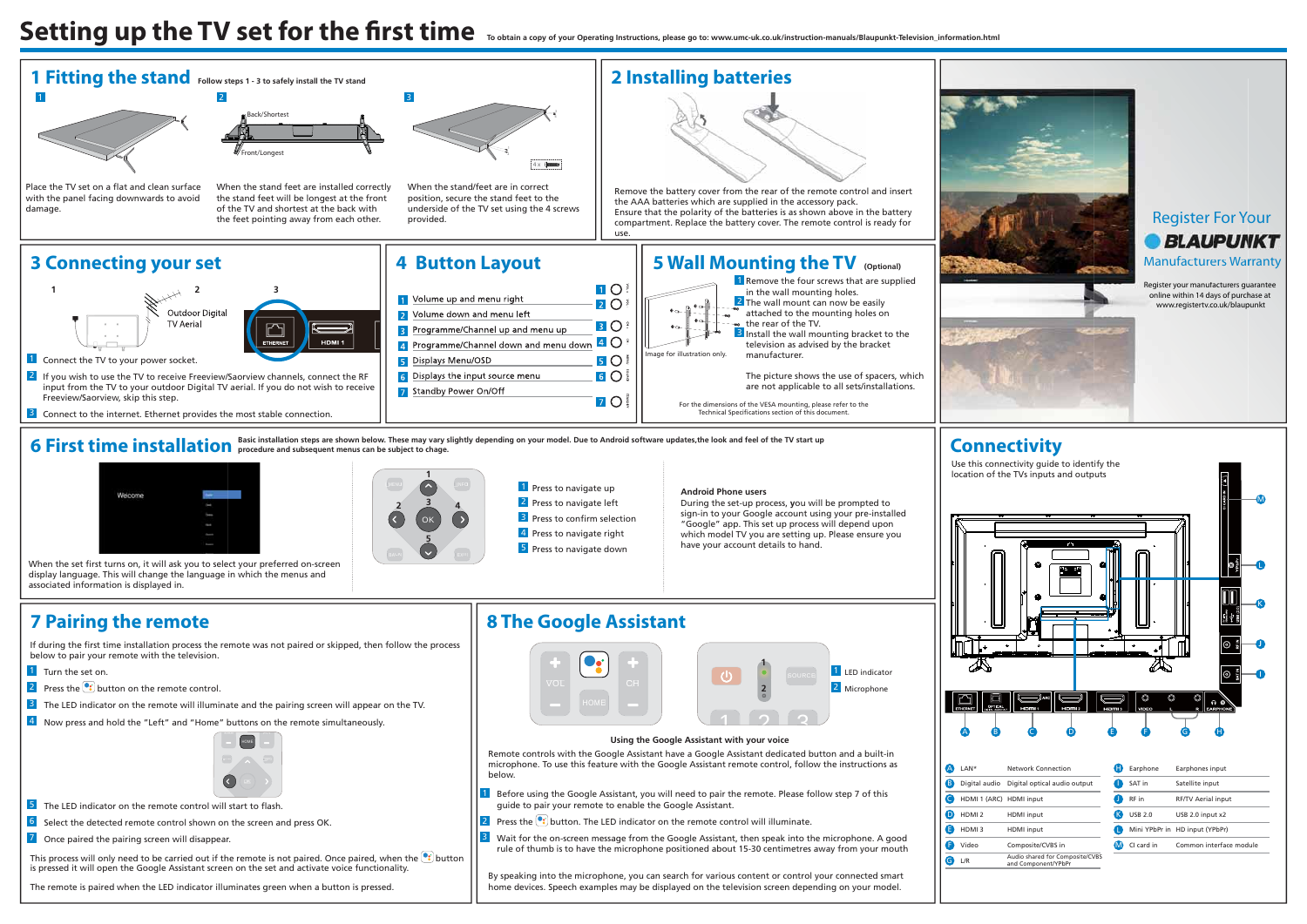# Setting up the TV set for the first time

To obtain a copy of your Operating Instructions, please go to: www.umc-uk.co.uk/instruction-manuals/Blaupunkt-Television_information.html

## 1 Fitting the stand

Follow steps 1 - 3 to safely install the TV stand

1

Place the TV set on a flat and clean surface with the panel facing downwards to avoid damage.

2

Back/Shortest

Front/Longest

When the stand feet are installed correctly the stand feet will be longest at the front of the TV and shortest at the back with the feet pointing away from each other.

3

When the stand/feet are in correct position, secure the stand feet to the underside of the TV set using the 4 screws provided.

## 2 Installing batteries

Remove the battery cover from the rear of the remote control and insert the AAA batteries which are supplied in the accessory pack.
Ensure that the polarity of the batteries is as shown above in the battery compartment. Replace the battery cover. The remote control is ready for use.

Register For Your
BLAUPUNKT
Manufacturers Warranty

Register your manufacturers guarantee online within 14 days of purchase at www.registertv.co.uk/blaupunkt

## 3 Connecting your set

1 2 3

Outdoor Digital TV Aerial

ETHERNET HDMI 1

1. Connect the TV to your power socket.
2. If you wish to use the TV to receive Freeview/Saorview channels, connect the RF input from the TV to your outdoor Digital TV aerial. If you do not wish to receive Freeview/Saorview, skip this step.
3. Connect to the internet. Ethernet provides the most stable connection.

## 4 Button Layout

1. Volume up and menu right
2. Volume down and menu left
3. Programme/Channel up and menu up
4. Programme/Channel down and menu down
5. Displays Menu/OSD
6. Displays the input source menu
7. Standby Power On/Off

## 5 Wall Mounting the TV (Optional)

Image for illustration only.

1. Remove the four screws that are supplied in the wall mounting holes.
2. The wall mount can now be easily attached to the mounting holes on the rear of the TV.
3. Install the wall mounting bracket to the television as advised by the bracket manufacturer.

The picture shows the use of spacers, which are not applicable to all sets/installations.

For the dimensions of the VESA mounting, please refer to the Technical Specifications section of this document.

## 6 First time installation

Basic installation steps are shown below. These may vary slightly depending on your model. Due to Android software updates,the look and feel of the TV start up procedure and subsequent menus can be subject to chage.

Welcome

When the set first turns on, it will ask you to select your preferred on-screen display language. This will change the language in which the menus and associated information is displayed in.

1. Press to navigate up
2. Press to navigate left
3. Press to confirm selection
4. Press to navigate right
5. Press to navigate down

**Android Phone users**
During the set-up process, you will be prompted to sign-in to your Google account using your pre-installed "Google" app. This set up process will depend upon which model TV you are setting up. Please ensure you have your account details to hand.

## Connectivity

Use this connectivity guide to identify the location of the TVs inputs and outputs

| | | | | | |
|---|---|---|---|---|---|
| A | LAN* | Network Connection | H | Earphone | Earphones input |
| B | Digital audio | Digital optical audio output | I | SAT in | Satellite input |
| C | HDMI 1 (ARC) | HDMI input | J | RF in | RF/TV Aerial input |
| D | HDMI 2 | HDMI input | K | USB 2.0 | USB 2.0 input x2 |
| E | HDMI 3 | HDMI input | L | Mini YPbPr in | HD input (YPbPr) |
| F | Video | Composite/CVBS in | M | CI card in | Common interface module |
| G | L/R | Audio shared for Composite/CVBS and Component/YPbPr | | | |

## 7 Pairing the remote

If during the first time installation process the remote was not paired or skipped, then follow the process below to pair your remote with the television.

1. Turn the set on.
2. Press the button on the remote control.
3. The LED indicator on the remote will illuminate and the pairing screen will appear on the TV.
4. Now press and hold the "Left" and "Home" buttons on the remote simultaneously.
5. The LED indicator on the remote control will start to flash.
6. Select the detected remote control shown on the screen and press OK.
7. Once paired the pairing screen will disappear.

This process will only need to be carried out if the remote is not paired. Once paired, when the button is pressed it will open the Google Assistant screen on the set and activate voice functionality.

The remote is paired when the LED indicator illuminates green when a button is pressed.

## 8 The Google Assistant

1. LED indicator
2. Microphone

**Using the Google Assistant with your voice**

Remote controls with the Google Assistant have a Google Assistant dedicated button and a built-in microphone. To use this feature with the Google Assistant remote control, follow the instructions as below.

1. Before using the Google Assistant, you will need to pair the remote. Please follow step 7 of this guide to pair your remote to enable the Google Assistant.
2. Press the button. The LED indicator on the remote will illuminate.
3. Wait for the on-screen message from the Google Assistant, then speak into the microphone. A good rule of thumb is to have the microphone positioned about 15-30 centimetres away from your mouth

By speaking into the microphone, you can search for various content or control your connected smart home devices. Speech examples may be displayed on the television screen depending on your model.